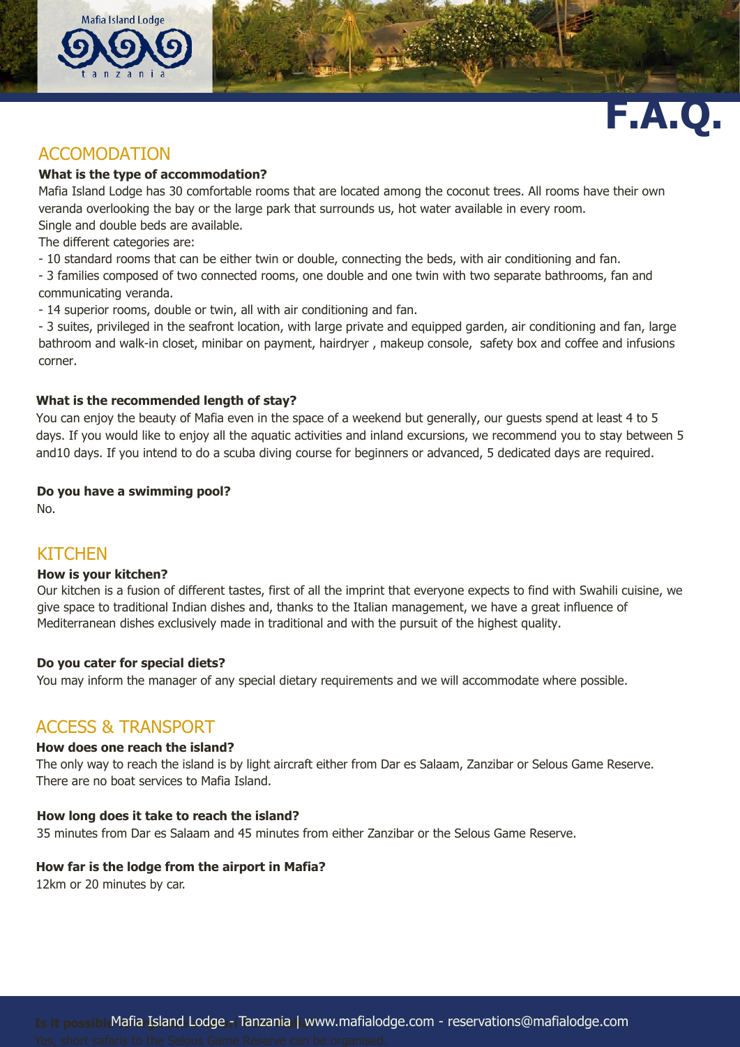# F.A.Q.

## ACCOMODATION

**What is the type of accommodation?**

Mafia Island Lodge has 30 comfortable rooms that are located among the coconut trees. All rooms have their own veranda overlooking the bay or the large park that surrounds us, hot water available in every room.
Single and double beds are available.
The different categories are:

- 10 standard rooms that can be either twin or double, connecting the beds, with air conditioning and fan.
- 3 families composed of two connected rooms, one double and one twin with two separate bathrooms, fan and communicating veranda.
- 14 superior rooms, double or twin, all with air conditioning and fan.
- 3 suites, privileged in the seafront location, with large private and equipped garden, air conditioning and fan, large bathroom and walk-in closet, minibar on payment, hairdryer , makeup console, safety box and coffee and infusions corner.

**What is the recommended length of stay?**

You can enjoy the beauty of Mafia even in the space of a weekend but generally, our guests spend at least 4 to 5 days. If you would like to enjoy all the aquatic activities and inland excursions, we recommend you to stay between 5 and10 days. If you intend to do a scuba diving course for beginners or advanced, 5 dedicated days are required.

**Do you have a swimming pool?**

No.

## KITCHEN

**How is your kitchen?**

Our kitchen is a fusion of different tastes, first of all the imprint that everyone expects to find with Swahili cuisine, we give space to traditional Indian dishes and, thanks to the Italian management, we have a great influence of Mediterranean dishes exclusively made in traditional and with the pursuit of the highest quality.

**Do you cater for special diets?**

You may inform the manager of any special dietary requirements and we will accommodate where possible.

## ACCESS & TRANSPORT

**How does one reach the island?**

The only way to reach the island is by light aircraft either from Dar es Salaam, Zanzibar or Selous Game Reserve. There are no boat services to Mafia Island.

**How long does it take to reach the island?**

35 minutes from Dar es Salaam and 45 minutes from either Zanzibar or the Selous Game Reserve.

**How far is the lodge from the airport in Mafia?**

12km or 20 minutes by car.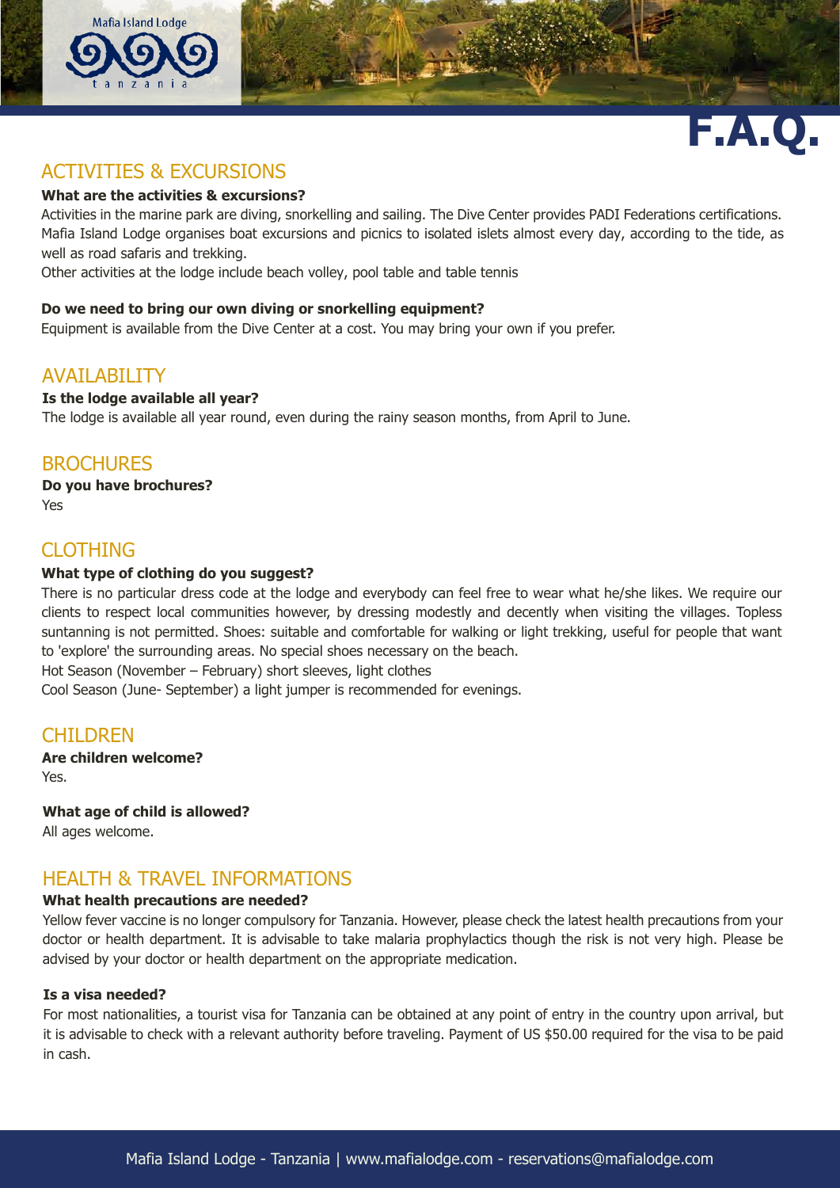# F.A.Q.

## ACTIVITIES & EXCURSIONS

**What are the activities & excursions?**

Activities in the marine park are diving, snorkelling and sailing. The Dive Center provides PADI Federations certifications. Mafia Island Lodge organises boat excursions and picnics to isolated islets almost every day, according to the tide, as well as road safaris and trekking.

Other activities at the lodge include beach volley, pool table and table tennis

**Do we need to bring our own diving or snorkelling equipment?**

Equipment is available from the Dive Center at a cost. You may bring your own if you prefer.

## AVAILABILITY

**Is the lodge available all year?**

The lodge is available all year round, even during the rainy season months, from April to June.

## BROCHURES

**Do you have brochures?**

Yes

## CLOTHING

**What type of clothing do you suggest?**

There is no particular dress code at the lodge and everybody can feel free to wear what he/she likes. We require our clients to respect local communities however, by dressing modestly and decently when visiting the villages. Topless suntanning is not permitted. Shoes: suitable and comfortable for walking or light trekking, useful for people that want to 'explore' the surrounding areas. No special shoes necessary on the beach.

Hot Season (November – February) short sleeves, light clothes

Cool Season (June- September) a light jumper is recommended for evenings.

## CHILDREN

**Are children welcome?**

Yes.

**What age of child is allowed?**

All ages welcome.

## HEALTH & TRAVEL INFORMATIONS

**What health precautions are needed?**

Yellow fever vaccine is no longer compulsory for Tanzania. However, please check the latest health precautions from your doctor or health department. It is advisable to take malaria prophylactics though the risk is not very high. Please be advised by your doctor or health department on the appropriate medication.

**Is a visa needed?**

For most nationalities, a tourist visa for Tanzania can be obtained at any point of entry in the country upon arrival, but it is advisable to check with a relevant authority before traveling. Payment of US $50.00 required for the visa to be paid in cash.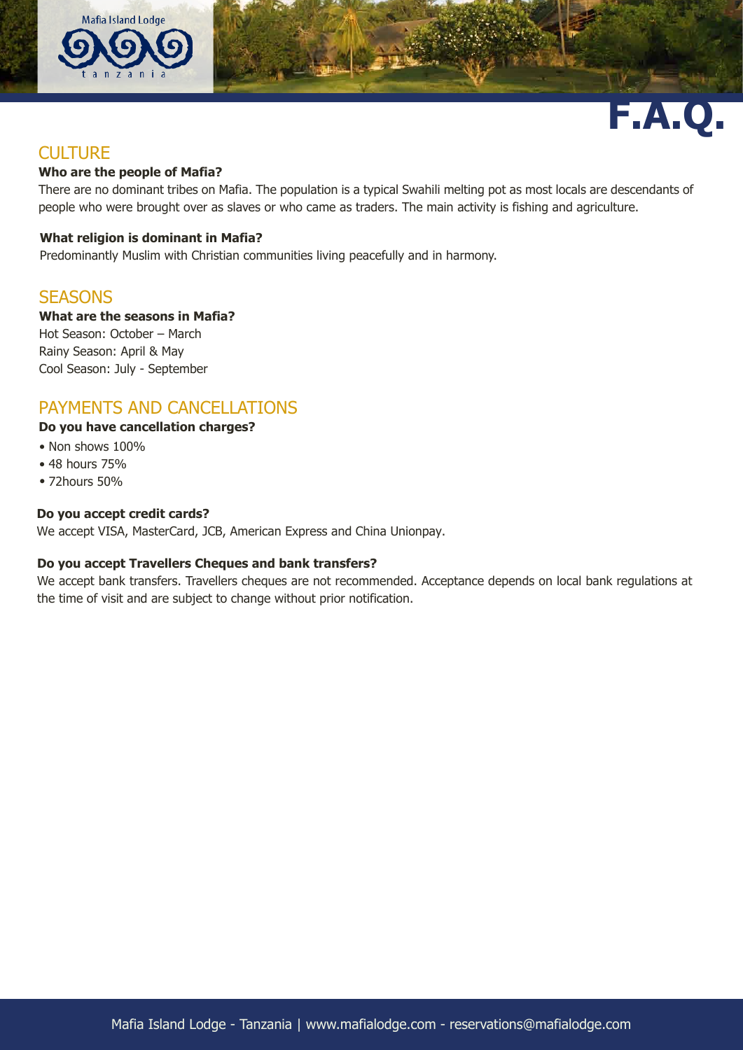Mafia Island Lodge

tanzania

# F.A.Q.

## CULTURE

**Who are the people of Mafia?**

There are no dominant tribes on Mafia. The population is a typical Swahili melting pot as most locals are descendants of people who were brought over as slaves or who came as traders. The main activity is fishing and agriculture.

**What religion is dominant in Mafia?**

Predominantly Muslim with Christian communities living peacefully and in harmony.

## SEASONS

**What are the seasons in Mafia?**

Hot Season: October – March
Rainy Season: April & May
Cool Season: July - September

## PAYMENTS AND CANCELLATIONS

**Do you have cancellation charges?**

- Non shows 100%
- 48 hours 75%
- 72hours 50%

**Do you accept credit cards?**

We accept VISA, MasterCard, JCB, American Express and China Unionpay.

**Do you accept Travellers Cheques and bank transfers?**

We accept bank transfers. Travellers cheques are not recommended. Acceptance depends on local bank regulations at the time of visit and are subject to change without prior notification.

Mafia Island Lodge - Tanzania | www.mafialodge.com - reservations@mafialodge.com